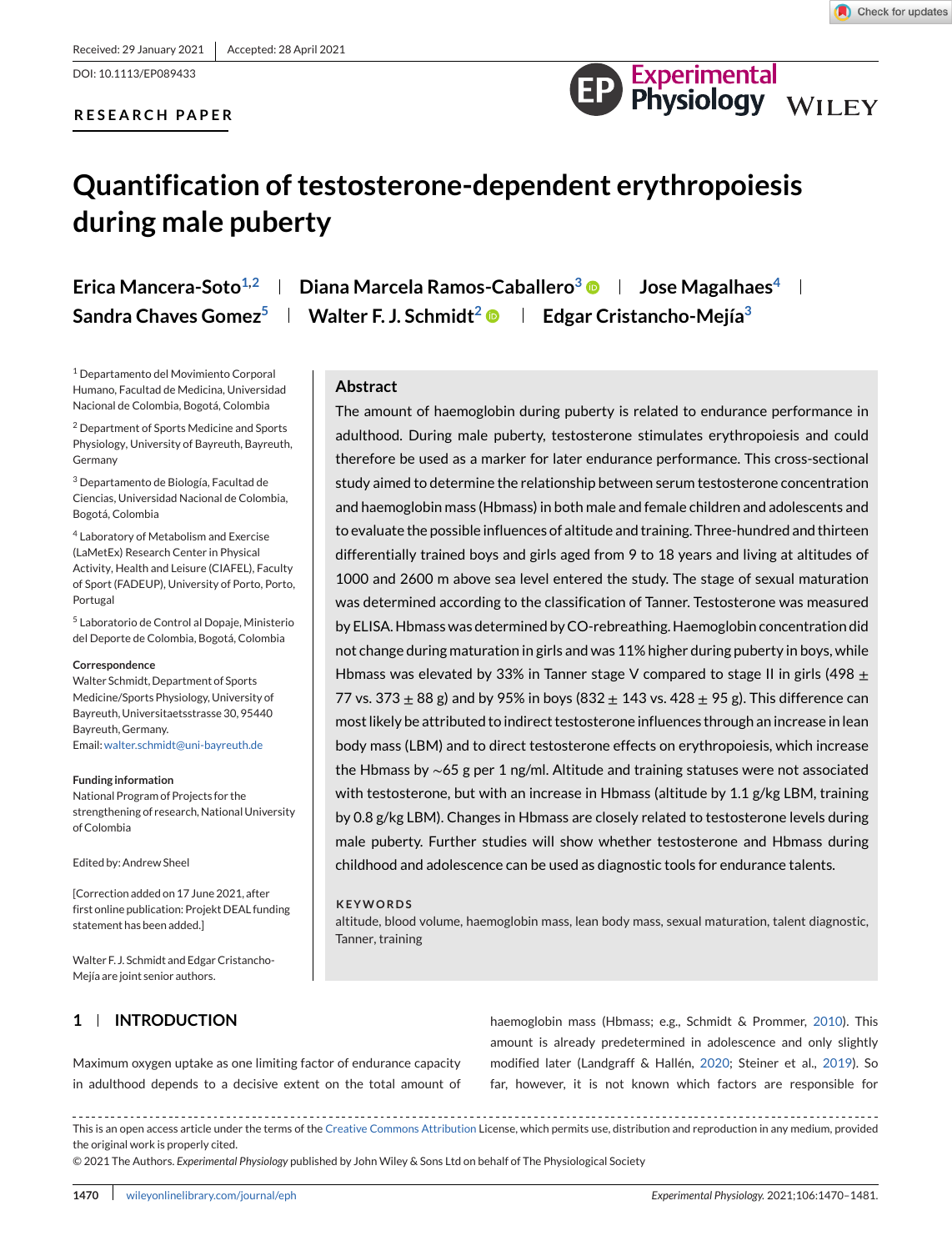Received: 29 January 2021 | Accepted: 28 April 2021

DOI: 10.1113/EP089433

RESEARCH PAPER

# Quantification of testosterone-dependent erythropoiesis during male puberty

Erica Mancera-Soto[1,2] | Diana Marcela Ramos-Caballero[3] | Jose Magalhaes[4] | Sandra Chaves Gomez[5] | Walter F. J. Schmidt[2] | Edgar Cristancho-Mejía[3]

[1] Departamento del Movimiento Corporal Humano, Facultad de Medicina, Universidad Nacional de Colombia, Bogotá, Colombia

[2] Department of Sports Medicine and Sports Physiology, University of Bayreuth, Bayreuth, Germany

[3] Departamento de Biología, Facultad de Ciencias, Universidad Nacional de Colombia, Bogotá, Colombia

[4] Laboratory of Metabolism and Exercise (LaMetEx) Research Center in Physical Activity, Health and Leisure (CIAFEL), Faculty of Sport (FADEUP), University of Porto, Porto, Portugal

[5] Laboratorio de Control al Dopaje, Ministerio del Deporte de Colombia, Bogotá, Colombia

**Correspondence**
Walter Schmidt, Department of Sports Medicine/Sports Physiology, University of Bayreuth, Universitaetsstrasse 30, 95440 Bayreuth, Germany.
Email: walter.schmidt@uni-bayreuth.de

**Funding information**
National Program of Projects for the strengthening of research, National University of Colombia

Edited by: Andrew Sheel

[Correction added on 17 June 2021, after first online publication: Projekt DEAL funding statement has been added.]

Walter F. J. Schmidt and Edgar Cristancho-Mejía are joint senior authors.

## Abstract

The amount of haemoglobin during puberty is related to endurance performance in adulthood. During male puberty, testosterone stimulates erythropoiesis and could therefore be used as a marker for later endurance performance. This cross-sectional study aimed to determine the relationship between serum testosterone concentration and haemoglobin mass (Hbmass) in both male and female children and adolescents and to evaluate the possible influences of altitude and training. Three-hundred and thirteen differentially trained boys and girls aged from 9 to 18 years and living at altitudes of 1000 and 2600 m above sea level entered the study. The stage of sexual maturation was determined according to the classification of Tanner. Testosterone was measured by ELISA. Hbmass was determined by CO-rebreathing. Haemoglobin concentration did not change during maturation in girls and was 11% higher during puberty in boys, while Hbmass was elevated by 33% in Tanner stage V compared to stage II in girls (498 ± 77 vs. 373 ± 88 g) and by 95% in boys (832 ± 143 vs. 428 ± 95 g). This difference can most likely be attributed to indirect testosterone influences through an increase in lean body mass (LBM) and to direct testosterone effects on erythropoiesis, which increase the Hbmass by ~65 g per 1 ng/ml. Altitude and training statuses were not associated with testosterone, but with an increase in Hbmass (altitude by 1.1 g/kg LBM, training by 0.8 g/kg LBM). Changes in Hbmass are closely related to testosterone levels during male puberty. Further studies will show whether testosterone and Hbmass during childhood and adolescence can be used as diagnostic tools for endurance talents.

**KEYWORDS**
altitude, blood volume, haemoglobin mass, lean body mass, sexual maturation, talent diagnostic, Tanner, training

## 1 | INTRODUCTION

Maximum oxygen uptake as one limiting factor of endurance capacity in adulthood depends to a decisive extent on the total amount of haemoglobin mass (Hbmass; e.g., Schmidt & Prommer, 2010). This amount is already predetermined in adolescence and only slightly modified later (Landgraff & Hallén, 2020; Steiner et al., 2019). So far, however, it is not known which factors are responsible for

This is an open access article under the terms of the Creative Commons Attribution License, which permits use, distribution and reproduction in any medium, provided the original work is properly cited.

© 2021 The Authors. *Experimental Physiology* published by John Wiley & Sons Ltd on behalf of The Physiological Society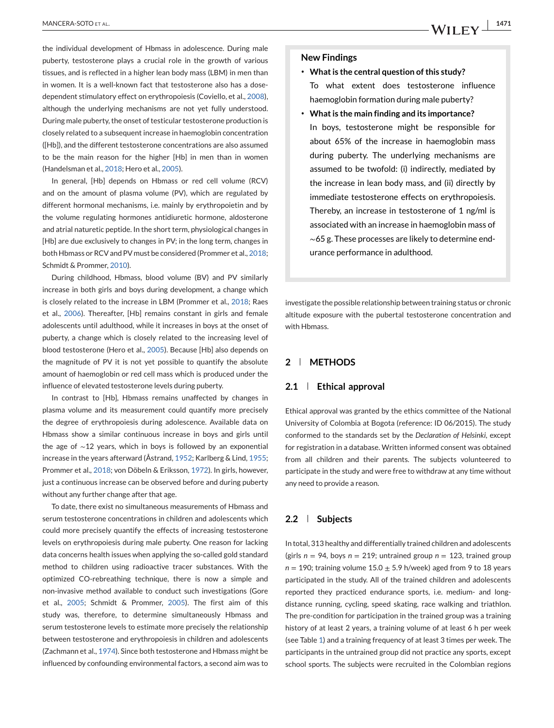the individual development of Hbmass in adolescence. During male puberty, testosterone plays a crucial role in the growth of various tissues, and is reflected in a higher lean body mass (LBM) in men than in women. It is a well-known fact that testosterone also has a dose-dependent stimulatory effect on erythropoiesis (Coviello, et al., 2008), although the underlying mechanisms are not yet fully understood. During male puberty, the onset of testicular testosterone production is closely related to a subsequent increase in haemoglobin concentration ([Hb]), and the different testosterone concentrations are also assumed to be the main reason for the higher [Hb] in men than in women (Handelsman et al., 2018; Hero et al., 2005).

In general, [Hb] depends on Hbmass or red cell volume (RCV) and on the amount of plasma volume (PV), which are regulated by different hormonal mechanisms, i.e. mainly by erythropoietin and by the volume regulating hormones antidiuretic hormone, aldosterone and atrial naturetic peptide. In the short term, physiological changes in [Hb] are due exclusively to changes in PV; in the long term, changes in both Hbmass or RCV and PV must be considered (Prommer et al., 2018; Schmidt & Prommer, 2010).

During childhood, Hbmass, blood volume (BV) and PV similarly increase in both girls and boys during development, a change which is closely related to the increase in LBM (Prommer et al., 2018; Raes et al., 2006). Thereafter, [Hb] remains constant in girls and female adolescents until adulthood, while it increases in boys at the onset of puberty, a change which is closely related to the increasing level of blood testosterone (Hero et al., 2005). Because [Hb] also depends on the magnitude of PV it is not yet possible to quantify the absolute amount of haemoglobin or red cell mass which is produced under the influence of elevated testosterone levels during puberty.

In contrast to [Hb], Hbmass remains unaffected by changes in plasma volume and its measurement could quantify more precisely the degree of erythropoiesis during adolescence. Available data on Hbmass show a similar continuous increase in boys and girls until the age of ∼12 years, which in boys is followed by an exponential increase in the years afterward (Åstrand, 1952; Karlberg & Lind, 1955; Prommer et al., 2018; von Döbeln & Eriksson, 1972). In girls, however, just a continuous increase can be observed before and during puberty without any further change after that age.

To date, there exist no simultaneous measurements of Hbmass and serum testosterone concentrations in children and adolescents which could more precisely quantify the effects of increasing testosterone levels on erythropoiesis during male puberty. One reason for lacking data concerns health issues when applying the so-called gold standard method to children using radioactive tracer substances. With the optimized CO-rebreathing technique, there is now a simple and non-invasive method available to conduct such investigations (Gore et al., 2005; Schmidt & Prommer, 2005). The first aim of this study was, therefore, to determine simultaneously Hbmass and serum testosterone levels to estimate more precisely the relationship between testosterone and erythropoiesis in children and adolescents (Zachmann et al., 1974). Since both testosterone and Hbmass might be influenced by confounding environmental factors, a second aim was to investigate the possible relationship between training status or chronic altitude exposure with the pubertal testosterone concentration and with Hbmass.

> **New Findings**
>
> - **What is the central question of this study?**
>   To what extent does testosterone influence haemoglobin formation during male puberty?
> - **What is the main finding and its importance?**
>   In boys, testosterone might be responsible for about 65% of the increase in haemoglobin mass during puberty. The underlying mechanisms are assumed to be twofold: (i) indirectly, mediated by the increase in lean body mass, and (ii) directly by immediate testosterone effects on erythropoiesis. Thereby, an increase in testosterone of 1 ng/ml is associated with an increase in haemoglobin mass of ∼65 g. These processes are likely to determine endurance performance in adulthood.

## 2 | METHODS

### 2.1 | Ethical approval

Ethical approval was granted by the ethics committee of the National University of Colombia at Bogota (reference: ID 06/2015). The study conformed to the standards set by the *Declaration of Helsinki*, except for registration in a database. Written informed consent was obtained from all children and their parents. The subjects volunteered to participate in the study and were free to withdraw at any time without any need to provide a reason.

### 2.2 | Subjects

In total, 313 healthy and differentially trained children and adolescents (girls $n = 94$, boys $n = 219$; untrained group $n = 123$, trained group $n = 190$; training volume $15.0 \pm 5.9$ h/week) aged from 9 to 18 years participated in the study. All of the trained children and adolescents reported they practiced endurance sports, i.e. medium- and long-distance running, cycling, speed skating, race walking and triathlon. The pre-condition for participation in the trained group was a training history of at least 2 years, a training volume of at least 6 h per week (see Table 1) and a training frequency of at least 3 times per week. The participants in the untrained group did not practice any sports, except school sports. The subjects were recruited in the Colombian regions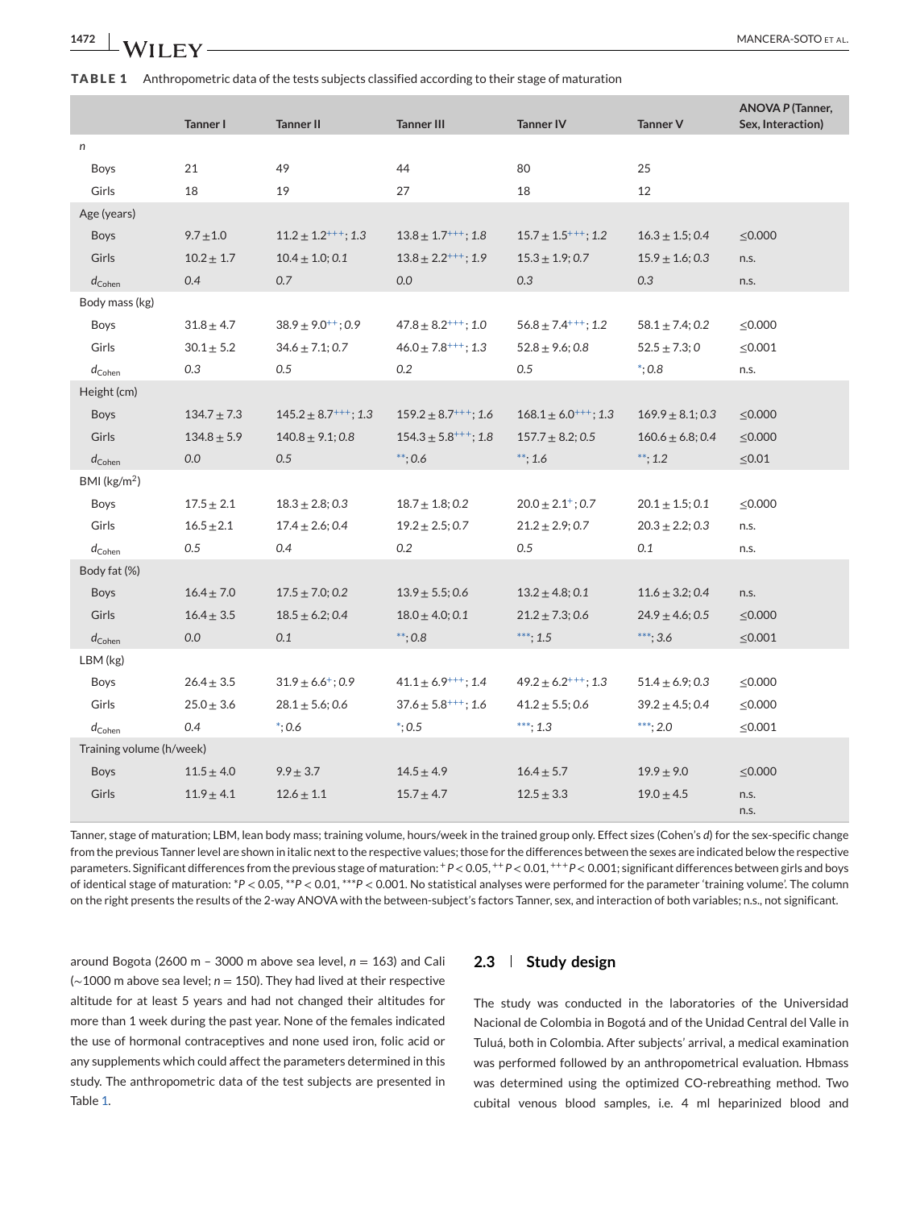**TABLE 1** Anthropometric data of the tests subjects classified according to their stage of maturation

| | Tanner I | Tanner II | Tanner III | Tanner IV | Tanner V | ANOVA *P* (Tanner, Sex, Interaction) |
|---|---|---|---|---|---|---|
| *n* | | | | | | |
| Boys | 21 | 49 | 44 | 80 | 25 | |
| Girls | 18 | 19 | 27 | 18 | 12 | |
| Age (years) | | | | | | |
| Boys | 9.7 ± 1.0 | 11.2 ± 1.2$^{+++}$; *1.3* | 13.8 ± 1.7$^{+++}$; *1.8* | 15.7 ± 1.5$^{+++}$; *1.2* | 16.3 ± 1.5; *0.4* | ≤0.000 |
| Girls | 10.2 ± 1.7 | 10.4 ± 1.0; *0.1* | 13.8 ± 2.2$^{+++}$; *1.9* | 15.3 ± 1.9; *0.7* | 15.9 ± 1.6; *0.3* | n.s. |
| $d_{Cohen}$ | *0.4* | *0.7* | *0.0* | *0.3* | *0.3* | n.s. |
| Body mass (kg) | | | | | | |
| Boys | 31.8 ± 4.7 | 38.9 ± 9.0$^{++}$; *0.9* | 47.8 ± 8.2$^{+++}$; *1.0* | 56.8 ± 7.4$^{+++}$; *1.2* | 58.1 ± 7.4; *0.2* | ≤0.000 |
| Girls | 30.1 ± 5.2 | 34.6 ± 7.1; *0.7* | 46.0 ± 7.8$^{+++}$; *1.3* | 52.8 ± 9.6; *0.8* | 52.5 ± 7.3; *0* | ≤0.001 |
| $d_{Cohen}$ | *0.3* | *0.5* | *0.2* | *0.5* | *; *0.8* | n.s. |
| Height (cm) | | | | | | |
| Boys | 134.7 ± 7.3 | 145.2 ± 8.7$^{+++}$; *1.3* | 159.2 ± 8.7$^{+++}$; *1.6* | 168.1 ± 6.0$^{+++}$; *1.3* | 169.9 ± 8.1; *0.3* | ≤0.000 |
| Girls | 134.8 ± 5.9 | 140.8 ± 9.1; *0.8* | 154.3 ± 5.8$^{+++}$; *1.8* | 157.7 ± 8.2; *0.5* | 160.6 ± 6.8; *0.4* | ≤0.000 |
| $d_{Cohen}$ | *0.0* | *0.5* | **; *0.6* | **; *1.6* | **; *1.2* | ≤0.01 |
| BMI (kg/m$^2$) | | | | | | |
| Boys | 17.5 ± 2.1 | 18.3 ± 2.8; *0.3* | 18.7 ± 1.8; *0.2* | 20.0 ± 2.1$^{+}$; *0.7* | 20.1 ± 1.5; *0.1* | ≤0.000 |
| Girls | 16.5 ± 2.1 | 17.4 ± 2.6; *0.4* | 19.2 ± 2.5; *0.7* | 21.2 ± 2.9; *0.7* | 20.3 ± 2.2; *0.3* | n.s. |
| $d_{Cohen}$ | *0.5* | *0.4* | *0.2* | *0.5* | *0.1* | n.s. |
| Body fat (%) | | | | | | |
| Boys | 16.4 ± 7.0 | 17.5 ± 7.0; *0.2* | 13.9 ± 5.5; *0.6* | 13.2 ± 4.8; *0.1* | 11.6 ± 3.2; *0.4* | n.s. |
| Girls | 16.4 ± 3.5 | 18.5 ± 6.2; *0.4* | 18.0 ± 4.0; *0.1* | 21.2 ± 7.3; *0.6* | 24.9 ± 4.6; *0.5* | ≤0.000 |
| $d_{Cohen}$ | *0.0* | *0.1* | **; *0.8* | ***; *1.5* | ***; *3.6* | ≤0.001 |
| LBM (kg) | | | | | | |
| Boys | 26.4 ± 3.5 | 31.9 ± 6.6$^{+}$; *0.9* | 41.1 ± 6.9$^{+++}$; *1.4* | 49.2 ± 6.2$^{+++}$; *1.3* | 51.4 ± 6.9; *0.3* | ≤0.000 |
| Girls | 25.0 ± 3.6 | 28.1 ± 5.6; *0.6* | 37.6 ± 5.8$^{+++}$; *1.6* | 41.2 ± 5.5; *0.6* | 39.2 ± 4.5; *0.4* | ≤0.000 |
| $d_{Cohen}$ | *0.4* | *; *0.6* | *; *0.5* | ***; *1.3* | ***; *2.0* | ≤0.001 |
| Training volume (h/week) | | | | | | |
| Boys | 11.5 ± 4.0 | 9.9 ± 3.7 | 14.5 ± 4.9 | 16.4 ± 5.7 | 19.9 ± 9.0 | ≤0.000 |
| Girls | 11.9 ± 4.1 | 12.6 ± 1.1 | 15.7 ± 4.7 | 12.5 ± 3.3 | 19.0 ± 4.5 | n.s. n.s. |

Tanner, stage of maturation; LBM, lean body mass; training volume, hours/week in the trained group only. Effect sizes (Cohen's *d*) for the sex-specific change from the previous Tanner level are shown in italic next to the respective values; those for the differences between the sexes are indicated below the respective parameters. Significant differences from the previous stage of maturation: $^{+}P < 0.05$, $^{++}P < 0.01$, $^{+++}P < 0.001$; significant differences between girls and boys of identical stage of maturation: $^{*}P < 0.05$, $^{**}P < 0.01$, $^{***}P < 0.001$. No statistical analyses were performed for the parameter 'training volume'. The column on the right presents the results of the 2-way ANOVA with the between-subject's factors Tanner, sex, and interaction of both variables; n.s., not significant.

around Bogota (2600 m – 3000 m above sea level, $n = 163$) and Cali (~1000 m above sea level; $n = 150$). They had lived at their respective altitude for at least 5 years and had not changed their altitudes for more than 1 week during the past year. None of the females indicated the use of hormonal contraceptives and none used iron, folic acid or any supplements which could affect the parameters determined in this study. The anthropometric data of the test subjects are presented in Table 1.

## 2.3 | Study design

The study was conducted in the laboratories of the Universidad Nacional de Colombia in Bogotá and of the Unidad Central del Valle in Tuluá, both in Colombia. After subjects' arrival, a medical examination was performed followed by an anthropometrical evaluation. Hbmass was determined using the optimized CO-rebreathing method. Two cubital venous blood samples, i.e. 4 ml heparinized blood and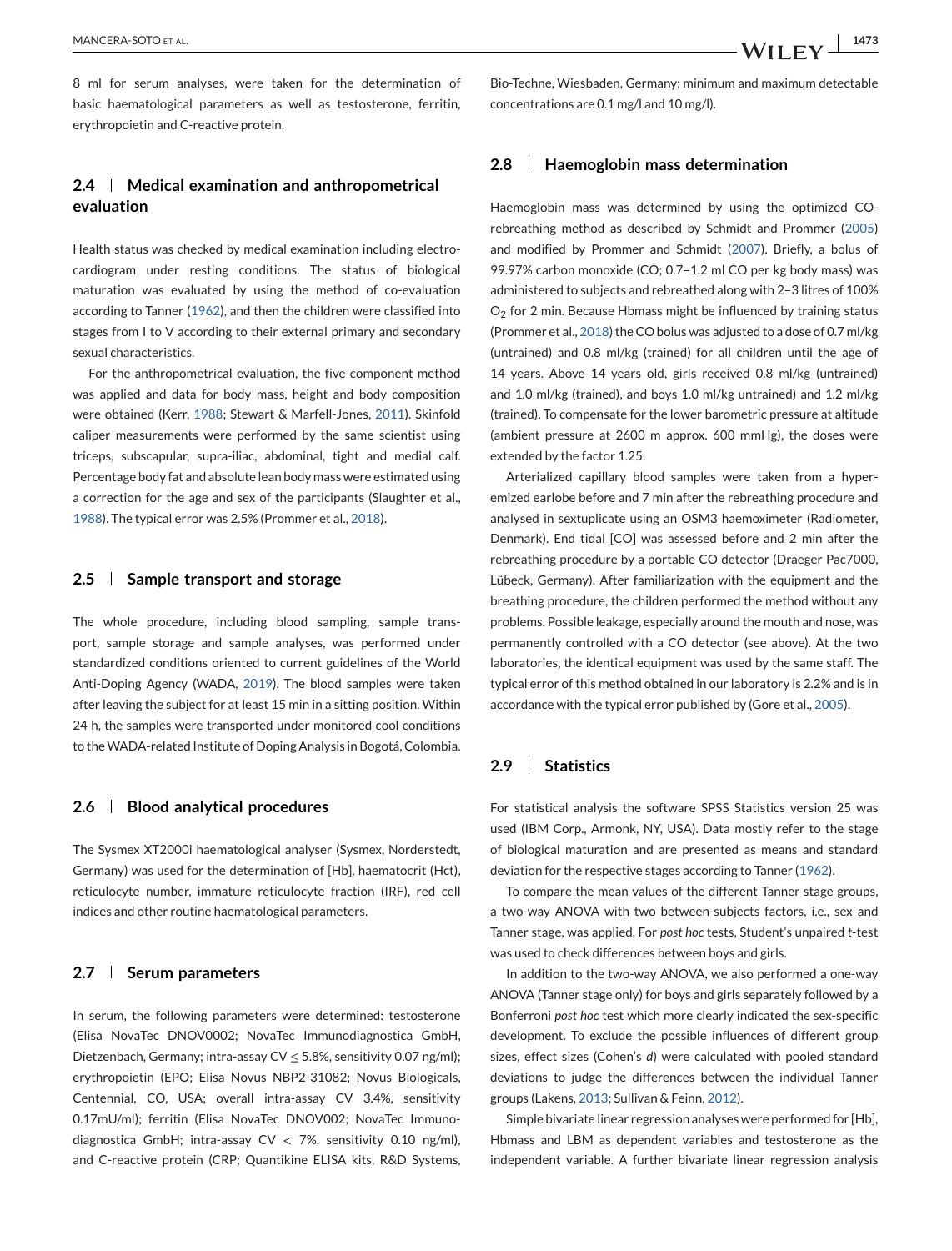8 ml for serum analyses, were taken for the determination of basic haematological parameters as well as testosterone, ferritin, erythropoietin and C-reactive protein.

### 2.4 | Medical examination and anthropometrical evaluation

Health status was checked by medical examination including electrocardiogram under resting conditions. The status of biological maturation was evaluated by using the method of co-evaluation according to Tanner (1962), and then the children were classified into stages from I to V according to their external primary and secondary sexual characteristics.

For the anthropometrical evaluation, the five-component method was applied and data for body mass, height and body composition were obtained (Kerr, 1988; Stewart & Marfell-Jones, 2011). Skinfold caliper measurements were performed by the same scientist using triceps, subscapular, supra-iliac, abdominal, tight and medial calf. Percentage body fat and absolute lean body mass were estimated using a correction for the age and sex of the participants (Slaughter et al., 1988). The typical error was 2.5% (Prommer et al., 2018).

### 2.5 | Sample transport and storage

The whole procedure, including blood sampling, sample transport, sample storage and sample analyses, was performed under standardized conditions oriented to current guidelines of the World Anti-Doping Agency (WADA, 2019). The blood samples were taken after leaving the subject for at least 15 min in a sitting position. Within 24 h, the samples were transported under monitored cool conditions to the WADA-related Institute of Doping Analysis in Bogotá, Colombia.

### 2.6 | Blood analytical procedures

The Sysmex XT2000i haematological analyser (Sysmex, Norderstedt, Germany) was used for the determination of [Hb], haematocrit (Hct), reticulocyte number, immature reticulocyte fraction (IRF), red cell indices and other routine haematological parameters.

### 2.7 | Serum parameters

In serum, the following parameters were determined: testosterone (Elisa NovaTec DNOV0002; NovaTec Immunodiagnostica GmbH, Dietzenbach, Germany; intra-assay CV $\leq$ 5.8%, sensitivity 0.07 ng/ml); erythropoietin (EPO; Elisa Novus NBP2-31082; Novus Biologicals, Centennial, CO, USA; overall intra-assay CV 3.4%, sensitivity 0.17mU/ml); ferritin (Elisa NovaTec DNOV002; NovaTec Immunodiagnostica GmbH; intra-assay CV $<$ 7%, sensitivity 0.10 ng/ml), and C-reactive protein (CRP; Quantikine ELISA kits, R&D Systems, Bio-Techne, Wiesbaden, Germany; minimum and maximum detectable concentrations are 0.1 mg/l and 10 mg/l).

### 2.8 | Haemoglobin mass determination

Haemoglobin mass was determined by using the optimized CO-rebreathing method as described by Schmidt and Prommer (2005) and modified by Prommer and Schmidt (2007). Briefly, a bolus of 99.97% carbon monoxide (CO; 0.7–1.2 ml CO per kg body mass) was administered to subjects and rebreathed along with 2–3 litres of 100% $O_2$ for 2 min. Because Hbmass might be influenced by training status (Prommer et al., 2018) the CO bolus was adjusted to a dose of 0.7 ml/kg (untrained) and 0.8 ml/kg (trained) for all children until the age of 14 years. Above 14 years old, girls received 0.8 ml/kg (untrained) and 1.0 ml/kg (trained), and boys 1.0 ml/kg untrained) and 1.2 ml/kg (trained). To compensate for the lower barometric pressure at altitude (ambient pressure at 2600 m approx. 600 mmHg), the doses were extended by the factor 1.25.

Arterialized capillary blood samples were taken from a hyperemized earlobe before and 7 min after the rebreathing procedure and analysed in sextuplicate using an OSM3 haemoximeter (Radiometer, Denmark). End tidal [CO] was assessed before and 2 min after the rebreathing procedure by a portable CO detector (Draeger Pac7000, Lübeck, Germany). After familiarization with the equipment and the breathing procedure, the children performed the method without any problems. Possible leakage, especially around the mouth and nose, was permanently controlled with a CO detector (see above). At the two laboratories, the identical equipment was used by the same staff. The typical error of this method obtained in our laboratory is 2.2% and is in accordance with the typical error published by (Gore et al., 2005).

### 2.9 | Statistics

For statistical analysis the software SPSS Statistics version 25 was used (IBM Corp., Armonk, NY, USA). Data mostly refer to the stage of biological maturation and are presented as means and standard deviation for the respective stages according to Tanner (1962).

To compare the mean values of the different Tanner stage groups, a two-way ANOVA with two between-subjects factors, i.e., sex and Tanner stage, was applied. For *post hoc* tests, Student's unpaired *t*-test was used to check differences between boys and girls.

In addition to the two-way ANOVA, we also performed a one-way ANOVA (Tanner stage only) for boys and girls separately followed by a Bonferroni *post hoc* test which more clearly indicated the sex-specific development. To exclude the possible influences of different group sizes, effect sizes (Cohen's *d*) were calculated with pooled standard deviations to judge the differences between the individual Tanner groups (Lakens, 2013; Sullivan & Feinn, 2012).

Simple bivariate linear regression analyses were performed for [Hb], Hbmass and LBM as dependent variables and testosterone as the independent variable. A further bivariate linear regression analysis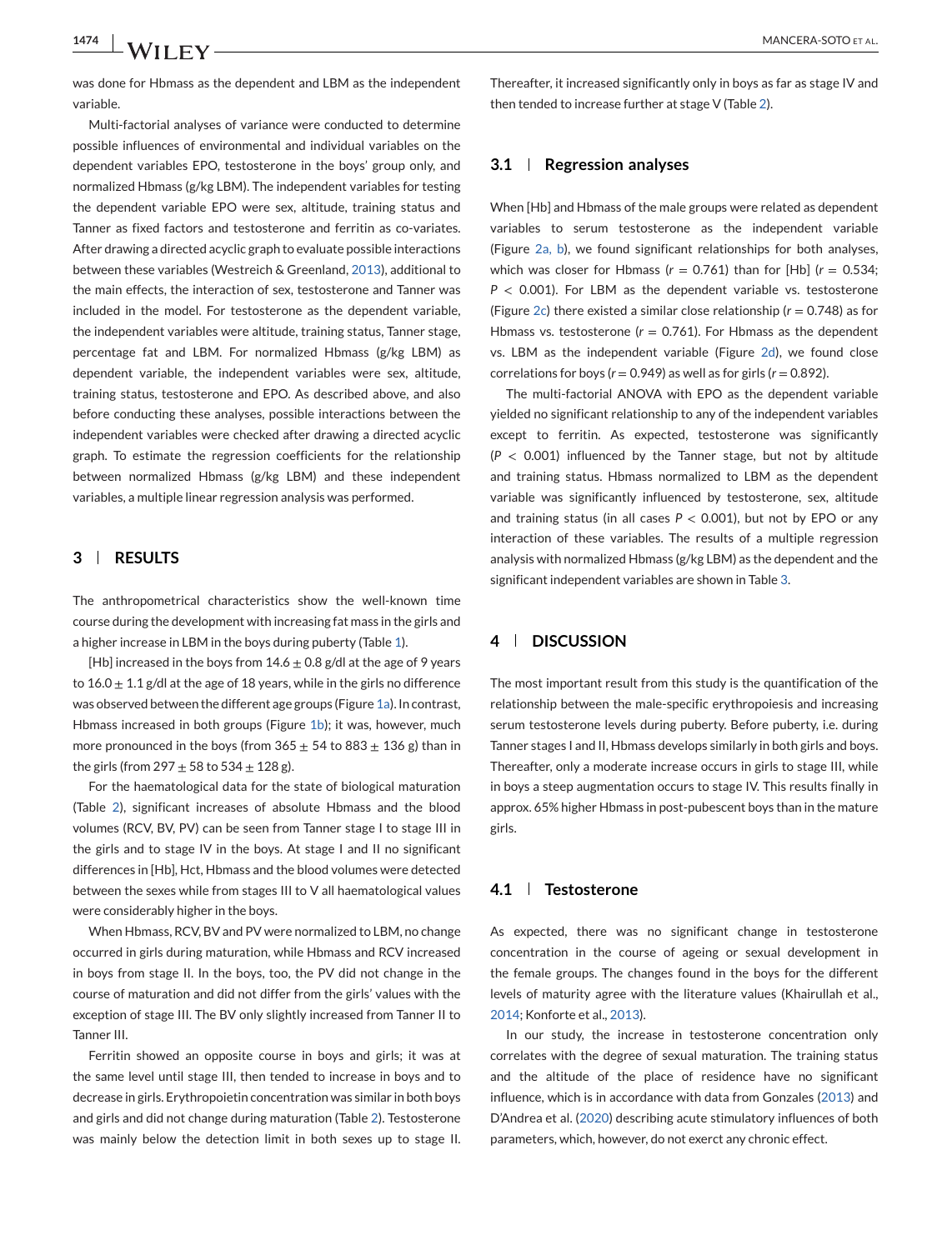was done for Hbmass as the dependent and LBM as the independent variable.

Multi-factorial analyses of variance were conducted to determine possible influences of environmental and individual variables on the dependent variables EPO, testosterone in the boys' group only, and normalized Hbmass (g/kg LBM). The independent variables for testing the dependent variable EPO were sex, altitude, training status and Tanner as fixed factors and testosterone and ferritin as co-variates. After drawing a directed acyclic graph to evaluate possible interactions between these variables (Westreich & Greenland, 2013), additional to the main effects, the interaction of sex, testosterone and Tanner was included in the model. For testosterone as the dependent variable, the independent variables were altitude, training status, Tanner stage, percentage fat and LBM. For normalized Hbmass (g/kg LBM) as dependent variable, the independent variables were sex, altitude, training status, testosterone and EPO. As described above, and also before conducting these analyses, possible interactions between the independent variables were checked after drawing a directed acyclic graph. To estimate the regression coefficients for the relationship between normalized Hbmass (g/kg LBM) and these independent variables, a multiple linear regression analysis was performed.

## 3 | RESULTS

The anthropometrical characteristics show the well-known time course during the development with increasing fat mass in the girls and a higher increase in LBM in the boys during puberty (Table 1).

[Hb] increased in the boys from $14.6 \pm 0.8$ g/dl at the age of 9 years to $16.0 \pm 1.1$ g/dl at the age of 18 years, while in the girls no difference was observed between the different age groups (Figure 1a). In contrast, Hbmass increased in both groups (Figure 1b); it was, however, much more pronounced in the boys (from $365 \pm 54$ to $883 \pm 136$ g) than in the girls (from $297 \pm 58$ to $534 \pm 128$ g).

For the haematological data for the state of biological maturation (Table 2), significant increases of absolute Hbmass and the blood volumes (RCV, BV, PV) can be seen from Tanner stage I to stage III in the girls and to stage IV in the boys. At stage I and II no significant differences in [Hb], Hct, Hbmass and the blood volumes were detected between the sexes while from stages III to V all haematological values were considerably higher in the boys.

When Hbmass, RCV, BV and PV were normalized to LBM, no change occurred in girls during maturation, while Hbmass and RCV increased in boys from stage II. In the boys, too, the PV did not change in the course of maturation and did not differ from the girls' values with the exception of stage III. The BV only slightly increased from Tanner II to Tanner III.

Ferritin showed an opposite course in boys and girls; it was at the same level until stage III, then tended to increase in boys and to decrease in girls. Erythropoietin concentration was similar in both boys and girls and did not change during maturation (Table 2). Testosterone was mainly below the detection limit in both sexes up to stage II. Thereafter, it increased significantly only in boys as far as stage IV and then tended to increase further at stage V (Table 2).

### 3.1 | Regression analyses

When [Hb] and Hbmass of the male groups were related as dependent variables to serum testosterone as the independent variable (Figure 2a, b), we found significant relationships for both analyses, which was closer for Hbmass ($r = 0.761$) than for [Hb] ($r = 0.534$; $P < 0.001$). For LBM as the dependent variable vs. testosterone (Figure 2c) there existed a similar close relationship ($r = 0.748$) as for Hbmass vs. testosterone ($r = 0.761$). For Hbmass as the dependent vs. LBM as the independent variable (Figure 2d), we found close correlations for boys ($r = 0.949$) as well as for girls ($r = 0.892$).

The multi-factorial ANOVA with EPO as the dependent variable yielded no significant relationship to any of the independent variables except to ferritin. As expected, testosterone was significantly ($P < 0.001$) influenced by the Tanner stage, but not by altitude and training status. Hbmass normalized to LBM as the dependent variable was significantly influenced by testosterone, sex, altitude and training status (in all cases $P < 0.001$), but not by EPO or any interaction of these variables. The results of a multiple regression analysis with normalized Hbmass (g/kg LBM) as the dependent and the significant independent variables are shown in Table 3.

## 4 | DISCUSSION

The most important result from this study is the quantification of the relationship between the male-specific erythropoiesis and increasing serum testosterone levels during puberty. Before puberty, i.e. during Tanner stages I and II, Hbmass develops similarly in both girls and boys. Thereafter, only a moderate increase occurs in girls to stage III, while in boys a steep augmentation occurs to stage IV. This results finally in approx. 65% higher Hbmass in post-pubescent boys than in the mature girls.

### 4.1 | Testosterone

As expected, there was no significant change in testosterone concentration in the course of ageing or sexual development in the female groups. The changes found in the boys for the different levels of maturity agree with the literature values (Khairullah et al., 2014; Konforte et al., 2013).

In our study, the increase in testosterone concentration only correlates with the degree of sexual maturation. The training status and the altitude of the place of residence have no significant influence, which is in accordance with data from Gonzales (2013) and D'Andrea et al. (2020) describing acute stimulatory influences of both parameters, which, however, do not exerct any chronic effect.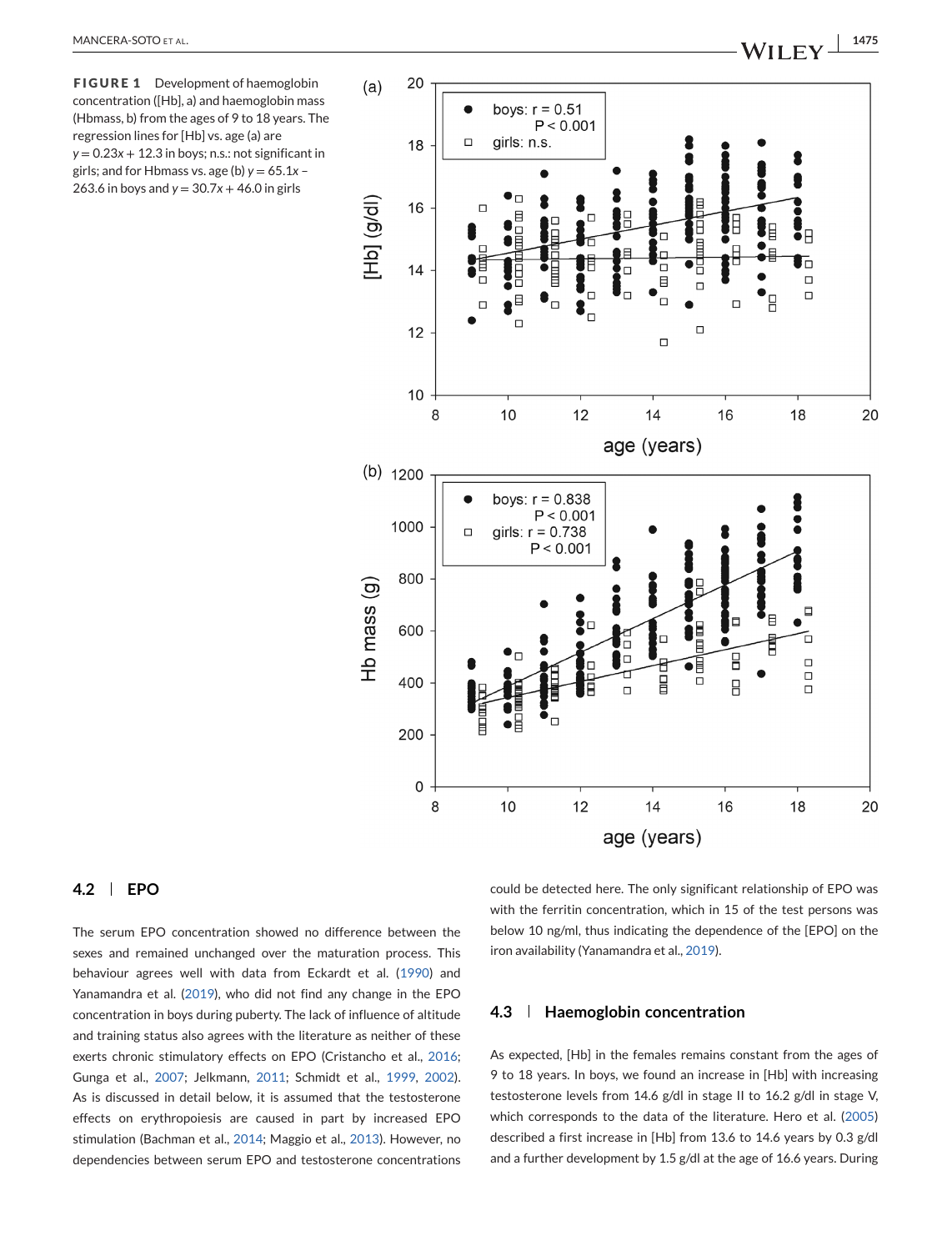**FIGURE 1** Development of haemoglobin concentration ([Hb], a) and haemoglobin mass (Hbmass, b) from the ages of 9 to 18 years. The regression lines for [Hb] vs. age (a) are $y = 0.23x + 12.3$ in boys; n.s.: not significant in girls; and for Hbmass vs. age (b) $y = 65.1x - 263.6$ in boys and $y = 30.7x + 46.0$ in girls

### 4.2 | EPO

The serum EPO concentration showed no difference between the sexes and remained unchanged over the maturation process. This behaviour agrees well with data from Eckardt et al. (1990) and Yanamandra et al. (2019), who did not find any change in the EPO concentration in boys during puberty. The lack of influence of altitude and training status also agrees with the literature as neither of these exerts chronic stimulatory effects on EPO (Cristancho et al., 2016; Gunga et al., 2007; Jelkmann, 2011; Schmidt et al., 1999, 2002). As is discussed in detail below, it is assumed that the testosterone effects on erythropoiesis are caused in part by increased EPO stimulation (Bachman et al., 2014; Maggio et al., 2013). However, no dependencies between serum EPO and testosterone concentrations could be detected here. The only significant relationship of EPO was with the ferritin concentration, which in 15 of the test persons was below 10 ng/ml, thus indicating the dependence of the [EPO] on the iron availability (Yanamandra et al., 2019).

### 4.3 | Haemoglobin concentration

As expected, [Hb] in the females remains constant from the ages of 9 to 18 years. In boys, we found an increase in [Hb] with increasing testosterone levels from 14.6 g/dl in stage II to 16.2 g/dl in stage V, which corresponds to the data of the literature. Hero et al. (2005) described a first increase in [Hb] from 13.6 to 14.6 years by 0.3 g/dl and a further development by 1.5 g/dl at the age of 16.6 years. During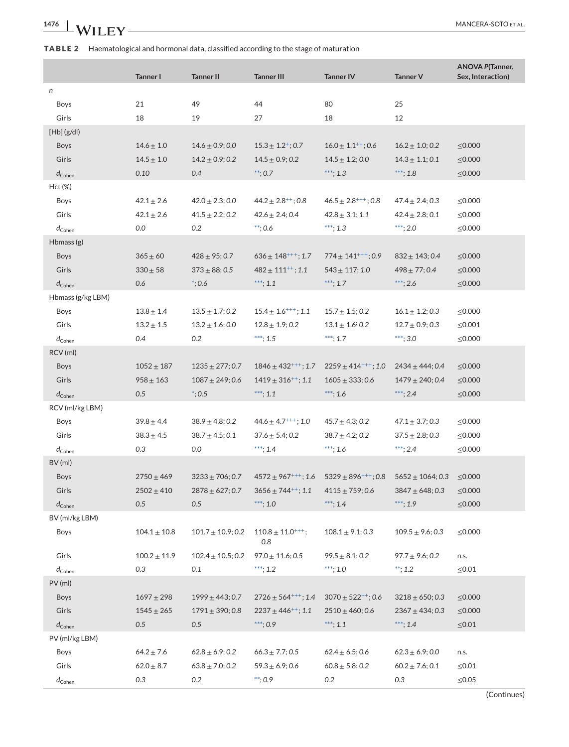**TABLE 2** Haematological and hormonal data, classified according to the stage of maturation

| | Tanner I | Tanner II | Tanner III | Tanner IV | Tanner V | ANOVA *P*(Tanner, Sex, Interaction) |
|---|---|---|---|---|---|---|
| *n* | | | | | | |
| Boys | 21 | 49 | 44 | 80 | 25 | |
| Girls | 18 | 19 | 27 | 18 | 12 | |
| [Hb] (g/dl) | | | | | | |
| Boys | 14.6 ± 1.0 | 14.6 ± 0.9; *0.0* | 15.3 ± 1.2[+]; *0.7* | 16.0 ± 1.1[++]; *0.6* | 16.2 ± 1.0; *0.2* | ≤0.000 |
| Girls | 14.5 ± 1.0 | 14.2 ± 0.9; *0.2* | 14.5 ± 0.9; *0.2* | 14.5 ± 1.2; *0.0* | 14.3 ± 1.1; *0.1* | ≤0.000 |
| $d_{Cohen}$ | *0.10* | *0.4* | **; *0.7* | ***; *1.3* | ***; *1.8* | ≤0.000 |
| Hct (%) | | | | | | |
| Boys | 42.1 ± 2.6 | 42.0 ± 2.3; *0.0* | 44.2 ± 2.8[++]; *0.8* | 46.5 ± 2.8[+++]; *0.8* | 47.4 ± 2.4; *0.3* | ≤0.000 |
| Girls | 42.1 ± 2.6 | 41.5 ± 2.2; *0.2* | 42.6 ± 2.4; *0.4* | 42.8 ± 3.1; *1.1* | 42.4 ± 2.8; *0.1* | ≤0.000 |
| $d_{Cohen}$ | *0.0* | *0.2* | **; *0.6* | ***; *1.3* | ***; *2.0* | ≤0.000 |
| Hbmass (g) | | | | | | |
| Boys | 365 ± 60 | 428 ± 95; *0.7* | 636 ± 148[+++]; *1.7* | 774 ± 141[+++]; *0.9* | 832 ± 143; *0.4* | ≤0.000 |
| Girls | 330 ± 58 | 373 ± 88; *0.5* | 482 ± 111[++]; *1.1* | 543 ± 117; *1.0* | 498 ± 77; *0.4* | ≤0.000 |
| $d_{Cohen}$ | *0.6* | *; *0.6* | ***; *1.1* | ***; *1.7* | ***; *2.6* | ≤0.000 |
| Hbmass (g/kg LBM) | | | | | | |
| Boys | 13.8 ± 1.4 | 13.5 ± 1.7; *0.2* | 15.4 ± 1.6[+++]; *1.1* | 15.7 ± 1.5; *0.2* | 16.1 ± 1.2; *0.3* | ≤0.000 |
| Girls | 13.2 ± 1.5 | 13.2 ± 1.6: *0.0* | 12.8 ± 1.9; *0.2* | 13.1 ± 1.6 *0.2* | 12.7 ± 0.9; *0.3* | ≤0.001 |
| $d_{Cohen}$ | *0.4* | *0.2* | ***; *1.5* | ***; *1.7* | ***; *3.0* | ≤0.000 |
| RCV (ml) | | | | | | |
| Boys | 1052 ± 187 | 1235 ± 277; *0.7* | 1846 ± 432[+++]; *1.7* | 2259 ± 414[+++]; *1.0* | 2434 ± 444; *0.4* | ≤0.000 |
| Girls | 958 ± 163 | 1087 ± 249; *0.6* | 1419 ± 316[++]; *1.1* | 1605 ± 333; *0.6* | 1479 ± 240; *0.4* | ≤0.000 |
| $d_{Cohen}$ | *0.5* | *; *0.5* | ***; *1.1* | ***; *1.6* | ***; *2.4* | ≤0.000 |
| RCV (ml/kg LBM) | | | | | | |
| Boys | 39.8 ± 4.4 | 38.9 ± 4.8; *0.2* | 44.6 ± 4.7[+++]; *1.0* | 45.7 ± 4.3; *0.2* | 47.1 ± 3.7; *0.3* | ≤0.000 |
| Girls | 38.3 ± 4.5 | 38.7 ± 4.5; *0.1* | 37.6 ± 5.4; *0.2* | 38.7 ± 4.2; *0.2* | 37.5 ± 2.8; *0.3* | ≤0.000 |
| $d_{Cohen}$ | *0.3* | *0.0* | ***; *1.4* | ***; *1.6* | ***; *2.4* | ≤0.000 |
| BV (ml) | | | | | | |
| Boys | 2750 ± 469 | 3233 ± 706; *0.7* | 4572 ± 967[+++]; *1.6* | 5329 ± 896[+++]; *0.8* | 5652 ± 1064; *0.3* | ≤0.000 |
| Girls | 2502 ± 410 | 2878 ± 627; *0.7* | 3656 ± 744[++]; *1.1* | 4115 ± 759; *0.6* | 3847 ± 648; *0.3* | ≤0.000 |
| $d_{Cohen}$ | *0.5* | *0.5* | ***; *1.0* | ***; *1.4* | ***; *1.9* | ≤0.000 |
| BV (ml/kg LBM) | | | | | | |
| Boys | 104.1 ± 10.8 | 101.7 ± 10.9; *0.2* | 110.8 ± 11.0[+++]; *0.8* | 108.1 ± 9.1; *0.3* | 109.5 ± 9.6; *0.3* | ≤0.000 |
| Girls | 100.2 ± 11.9 | 102.4 ± 10.5; *0.2* | 97.0 ± 11.6; *0.5* | 99.5 ± 8.1; *0.2* | 97.7 ± 9.6; *0.2* | n.s. |
| $d_{Cohen}$ | *0.3* | *0.1* | ***; *1.2* | ***; *1.0* | **; *1.2* | ≤0.01 |
| PV (ml) | | | | | | |
| Boys | 1697 ± 298 | 1999 ± 443; *0.7* | 2726 ± 564[+++]; *1.4* | 3070 ± 522[++]; *0.6* | 3218 ± 650; *0.3* | ≤0.000 |
| Girls | 1545 ± 265 | 1791 ± 390; *0.8* | 2237 ± 446[++]; *1.1* | 2510 ± 460; *0.6* | 2367 ± 434; *0.3* | ≤0.000 |
| $d_{Cohen}$ | *0.5* | *0.5* | ***; *0.9* | ***; *1.1* | ***; *1.4* | ≤0.01 |
| PV (ml/kg LBM) | | | | | | |
| Boys | 64.2 ± 7.6 | 62.8 ± 6.9; *0.2* | 66.3 ± 7.7; *0.5* | 62.4 ± 6.5; *0.6* | 62.3 ± 6.9; *0.0* | n.s. |
| Girls | 62.0 ± 8.7 | 63.8 ± 7.0; *0.2* | 59.3 ± 6.9; *0.6* | 60.8 ± 5.8; *0.2* | 60.2 ± 7.6; *0.1* | ≤0.01 |
| $d_{Cohen}$ | *0.3* | *0.2* | **; *0.9* | *0.2* | *0.3* | ≤0.05 |

(Continues)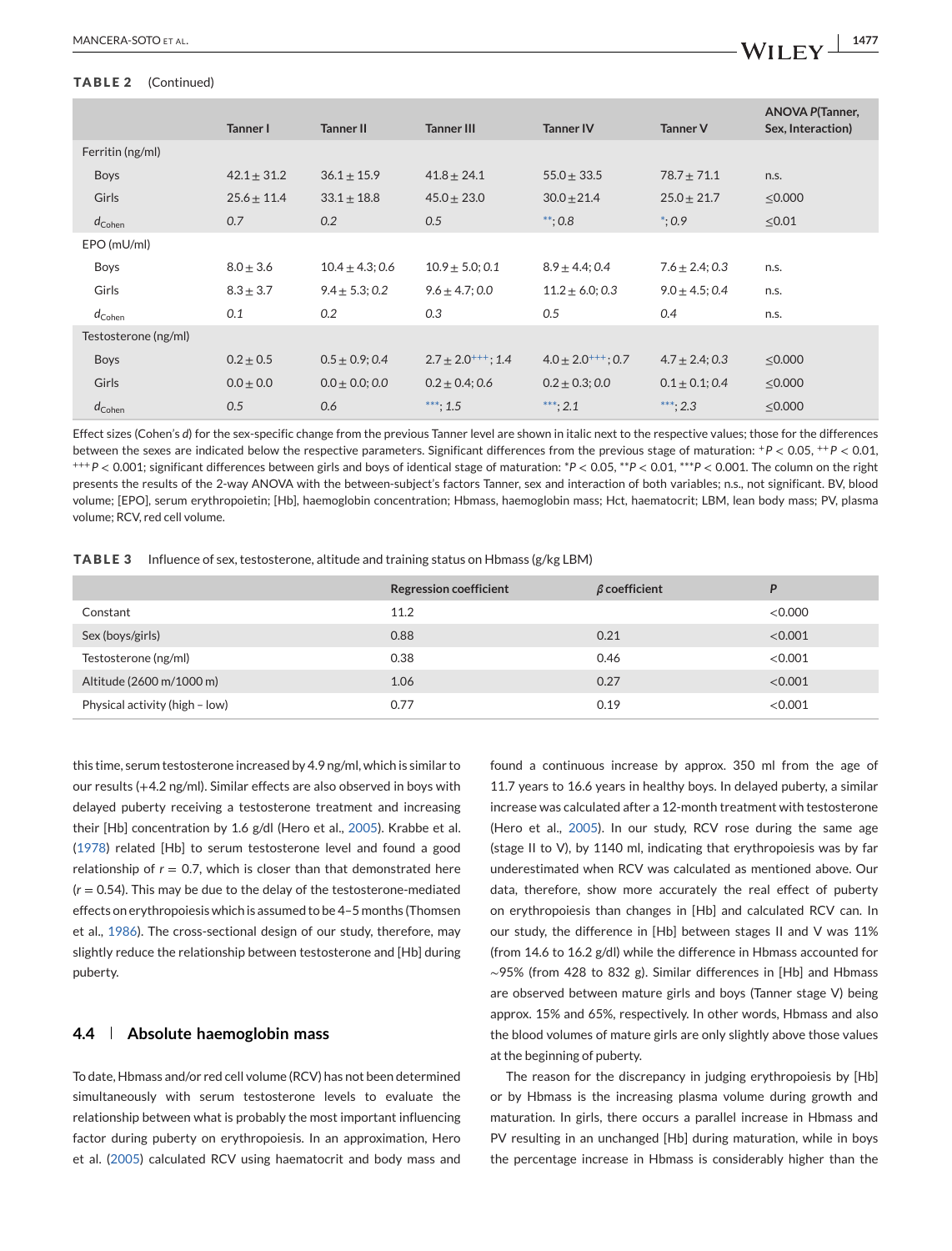**TABLE 2** (Continued)

| | Tanner I | Tanner II | Tanner III | Tanner IV | Tanner V | ANOVA P(Tanner, Sex, Interaction) |
|---|---|---|---|---|---|---|
| Ferritin (ng/ml) | | | | | | |
| Boys | 42.1 ± 31.2 | 36.1 ± 15.9 | 41.8 ± 24.1 | 55.0 ± 33.5 | 78.7 ± 71.1 | n.s. |
| Girls | 25.6 ± 11.4 | 33.1 ± 18.8 | 45.0 ± 23.0 | 30.0 ± 21.4 | 25.0 ± 21.7 | ≤0.000 |
| $d_{Cohen}$ | *0.7* | *0.2* | *0.5* | **; *0.8* | *; *0.9* | ≤0.01 |
| EPO (mU/ml) | | | | | | |
| Boys | 8.0 ± 3.6 | 10.4 ± 4.3; *0.6* | 10.9 ± 5.0; *0.1* | 8.9 ± 4.4; *0.4* | 7.6 ± 2.4; *0.3* | n.s. |
| Girls | 8.3 ± 3.7 | 9.4 ± 5.3; *0.2* | 9.6 ± 4.7; *0.0* | 11.2 ± 6.0; *0.3* | 9.0 ± 4.5; *0.4* | n.s. |
| $d_{Cohen}$ | *0.1* | *0.2* | *0.3* | *0.5* | *0.4* | n.s. |
| Testosterone (ng/ml) | | | | | | |
| Boys | 0.2 ± 0.5 | 0.5 ± 0.9; *0.4* | 2.7 ± 2.0+++; *1.4* | 4.0 ± 2.0+++; *0.7* | 4.7 ± 2.4; *0.3* | ≤0.000 |
| Girls | 0.0 ± 0.0 | 0.0 ± 0.0; *0.0* | 0.2 ± 0.4; *0.6* | 0.2 ± 0.3; *0.0* | 0.1 ± 0.1; *0.4* | ≤0.000 |
| $d_{Cohen}$ | *0.5* | *0.6* | ***; *1.5* | ***; *2.1* | ***; *2.3* | ≤0.000 |

Effect sizes (Cohen's *d*) for the sex-specific change from the previous Tanner level are shown in italic next to the respective values; those for the differences between the sexes are indicated below the respective parameters. Significant differences from the previous stage of maturation: $^{+}P < 0.05$, $^{++}P < 0.01$, $^{+++}P < 0.001$; significant differences between girls and boys of identical stage of maturation: $^{*}P < 0.05$, $^{**}P < 0.01$, $^{***}P < 0.001$. The column on the right presents the results of the 2-way ANOVA with the between-subject's factors Tanner, sex and interaction of both variables; n.s., not significant. BV, blood volume; [EPO], serum erythropoietin; [Hb], haemoglobin concentration; Hbmass, haemoglobin mass; Hct, haematocrit; LBM, lean body mass; PV, plasma volume; RCV, red cell volume.

**TABLE 3** Influence of sex, testosterone, altitude and training status on Hbmass (g/kg LBM)

| | Regression coefficient | $\beta$ coefficient | *P* |
|---|---|---|---|
| Constant | 11.2 | | <0.000 |
| Sex (boys/girls) | 0.88 | 0.21 | <0.001 |
| Testosterone (ng/ml) | 0.38 | 0.46 | <0.001 |
| Altitude (2600 m/1000 m) | 1.06 | 0.27 | <0.001 |
| Physical activity (high – low) | 0.77 | 0.19 | <0.001 |

this time, serum testosterone increased by 4.9 ng/ml, which is similar to our results (+4.2 ng/ml). Similar effects are also observed in boys with delayed puberty receiving a testosterone treatment and increasing their [Hb] concentration by 1.6 g/dl (Hero et al., 2005). Krabbe et al. (1978) related [Hb] to serum testosterone level and found a good relationship of $r = 0.7$, which is closer than that demonstrated here ($r = 0.54$). This may be due to the delay of the testosterone-mediated effects on erythropoiesis which is assumed to be 4–5 months (Thomsen et al., 1986). The cross-sectional design of our study, therefore, may slightly reduce the relationship between testosterone and [Hb] during puberty.

### 4.4 | Absolute haemoglobin mass

To date, Hbmass and/or red cell volume (RCV) has not been determined simultaneously with serum testosterone levels to evaluate the relationship between what is probably the most important influencing factor during puberty on erythropoiesis. In an approximation, Hero et al. (2005) calculated RCV using haematocrit and body mass and found a continuous increase by approx. 350 ml from the age of 11.7 years to 16.6 years in healthy boys. In delayed puberty, a similar increase was calculated after a 12-month treatment with testosterone (Hero et al., 2005). In our study, RCV rose during the same age (stage II to V), by 1140 ml, indicating that erythropoiesis was by far underestimated when RCV was calculated as mentioned above. Our data, therefore, show more accurately the real effect of puberty on erythropoiesis than changes in [Hb] and calculated RCV can. In our study, the difference in [Hb] between stages II and V was 11% (from 14.6 to 16.2 g/dl) while the difference in Hbmass accounted for ~95% (from 428 to 832 g). Similar differences in [Hb] and Hbmass are observed between mature girls and boys (Tanner stage V) being approx. 15% and 65%, respectively. In other words, Hbmass and also the blood volumes of mature girls are only slightly above those values at the beginning of puberty.

The reason for the discrepancy in judging erythropoiesis by [Hb] or by Hbmass is the increasing plasma volume during growth and maturation. In girls, there occurs a parallel increase in Hbmass and PV resulting in an unchanged [Hb] during maturation, while in boys the percentage increase in Hbmass is considerably higher than the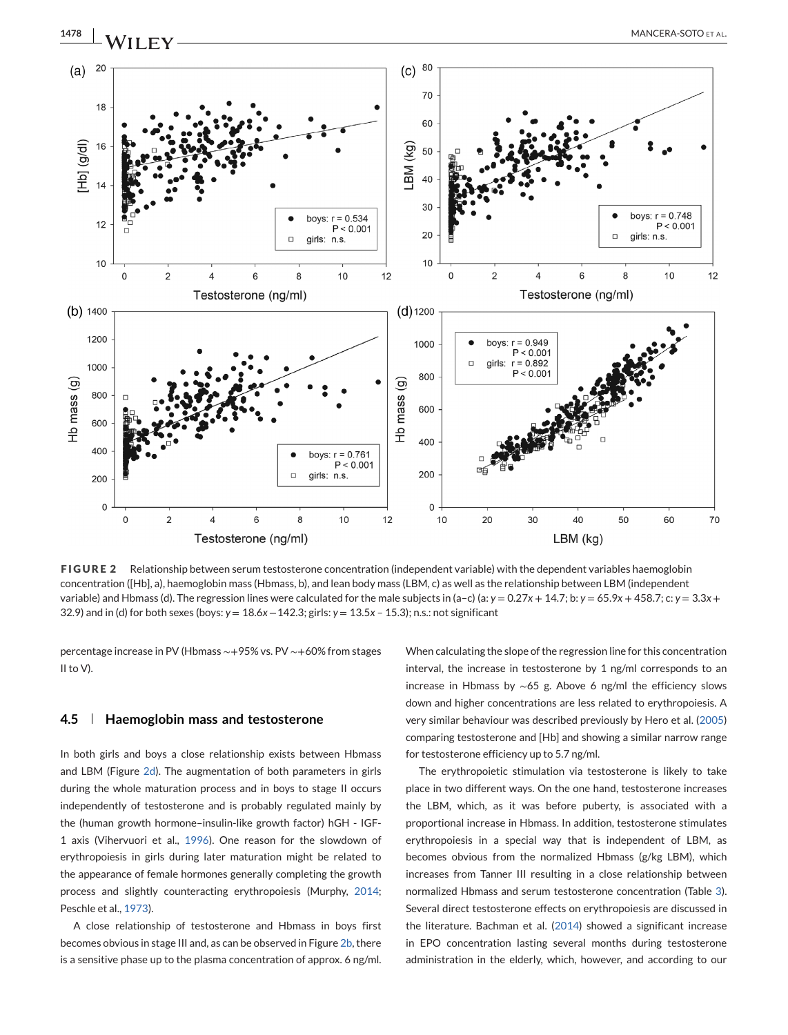**FIGURE 2** Relationship between serum testosterone concentration (independent variable) with the dependent variables haemoglobin concentration ([Hb], a), haemoglobin mass (Hbmass, b), and lean body mass (LBM, c) as well as the relationship between LBM (independent variable) and Hbmass (d). The regression lines were calculated for the male subjects in (a–c) (a: $y = 0.27x + 14.7$; b: $y = 65.9x + 458.7$; c: $y = 3.3x + 32.9$) and in (d) for both sexes (boys: $y = 18.6x - 142.3$; girls: $y = 13.5x - 15.3$); n.s.: not significant

percentage increase in PV (Hbmass ~+95% vs. PV ~+60% from stages II to V).

### 4.5 | Haemoglobin mass and testosterone

In both girls and boys a close relationship exists between Hbmass and LBM (Figure 2d). The augmentation of both parameters in girls during the whole maturation process and in boys to stage II occurs independently of testosterone and is probably regulated mainly by the (human growth hormone–insulin-like growth factor) hGH - IGF-1 axis (Vihervuori et al., 1996). One reason for the slowdown of erythropoiesis in girls during later maturation might be related to the appearance of female hormones generally completing the growth process and slightly counteracting erythropoiesis (Murphy, 2014; Peschle et al., 1973).

A close relationship of testosterone and Hbmass in boys first becomes obvious in stage III and, as can be observed in Figure 2b, there is a sensitive phase up to the plasma concentration of approx. 6 ng/ml. When calculating the slope of the regression line for this concentration interval, the increase in testosterone by 1 ng/ml corresponds to an increase in Hbmass by ~65 g. Above 6 ng/ml the efficiency slows down and higher concentrations are less related to erythropoiesis. A very similar behaviour was described previously by Hero et al. (2005) comparing testosterone and [Hb] and showing a similar narrow range for testosterone efficiency up to 5.7 ng/ml.

The erythropoietic stimulation via testosterone is likely to take place in two different ways. On the one hand, testosterone increases the LBM, which, as it was before puberty, is associated with a proportional increase in Hbmass. In addition, testosterone stimulates erythropoiesis in a special way that is independent of LBM, as becomes obvious from the normalized Hbmass (g/kg LBM), which increases from Tanner III resulting in a close relationship between normalized Hbmass and serum testosterone concentration (Table 3). Several direct testosterone effects on erythropoiesis are discussed in the literature. Bachman et al. (2014) showed a significant increase in EPO concentration lasting several months during testosterone administration in the elderly, which, however, and according to our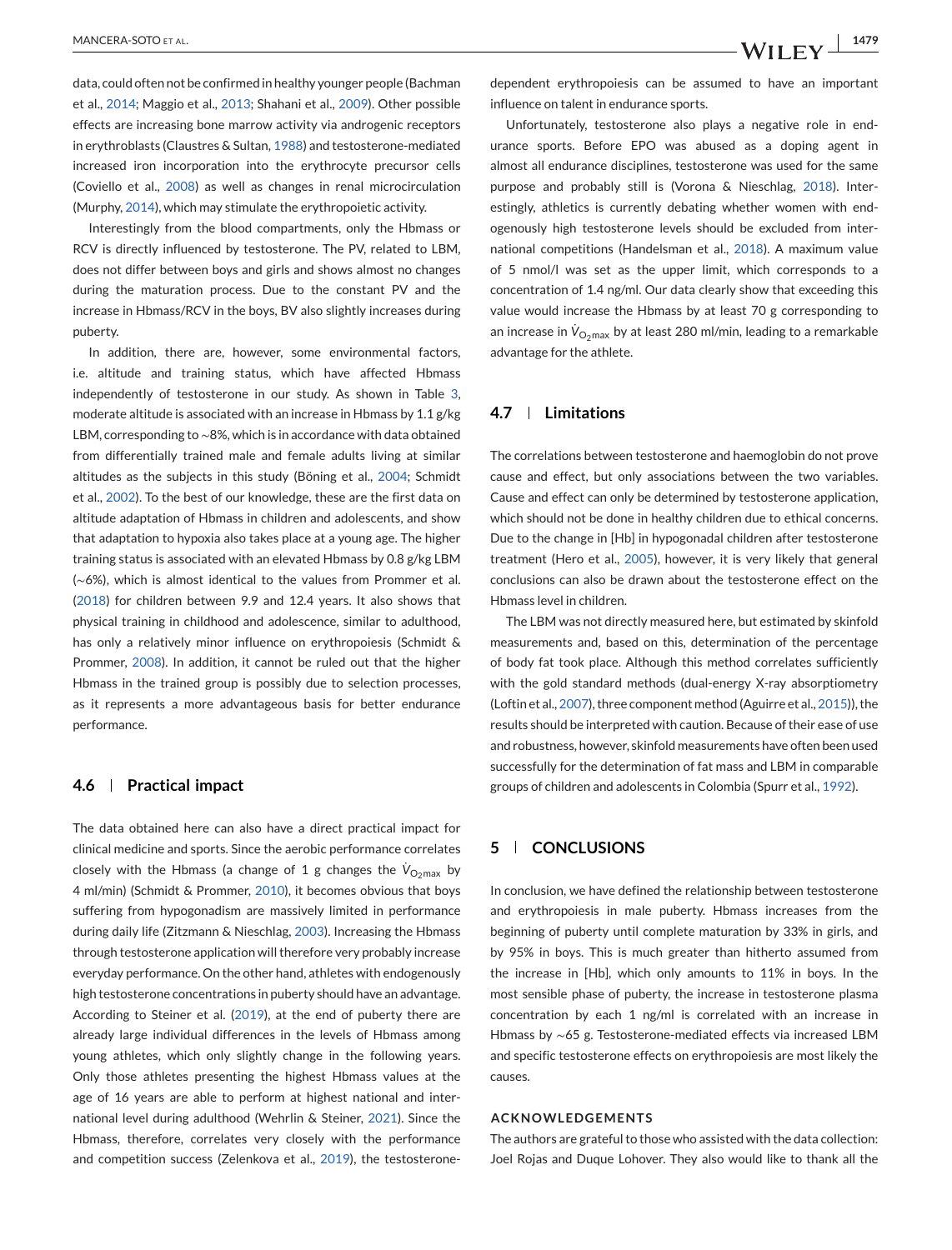data, could often not be confirmed in healthy younger people (Bachman et al., 2014; Maggio et al., 2013; Shahani et al., 2009). Other possible effects are increasing bone marrow activity via androgenic receptors in erythroblasts (Claustres & Sultan, 1988) and testosterone-mediated increased iron incorporation into the erythrocyte precursor cells (Coviello et al., 2008) as well as changes in renal microcirculation (Murphy, 2014), which may stimulate the erythropoietic activity.

Interestingly from the blood compartments, only the Hbmass or RCV is directly influenced by testosterone. The PV, related to LBM, does not differ between boys and girls and shows almost no changes during the maturation process. Due to the constant PV and the increase in Hbmass/RCV in the boys, BV also slightly increases during puberty.

In addition, there are, however, some environmental factors, i.e. altitude and training status, which have affected Hbmass independently of testosterone in our study. As shown in Table 3, moderate altitude is associated with an increase in Hbmass by 1.1 g/kg LBM, corresponding to ~8%, which is in accordance with data obtained from differentially trained male and female adults living at similar altitudes as the subjects in this study (Böning et al., 2004; Schmidt et al., 2002). To the best of our knowledge, these are the first data on altitude adaptation of Hbmass in children and adolescents, and show that adaptation to hypoxia also takes place at a young age. The higher training status is associated with an elevated Hbmass by 0.8 g/kg LBM (~6%), which is almost identical to the values from Prommer et al. (2018) for children between 9.9 and 12.4 years. It also shows that physical training in childhood and adolescence, similar to adulthood, has only a relatively minor influence on erythropoiesis (Schmidt & Prommer, 2008). In addition, it cannot be ruled out that the higher Hbmass in the trained group is possibly due to selection processes, as it represents a more advantageous basis for better endurance performance.

### 4.6 | Practical impact

The data obtained here can also have a direct practical impact for clinical medicine and sports. Since the aerobic performance correlates closely with the Hbmass (a change of 1 g changes the $\dot{V}_{O_2max}$ by 4 ml/min) (Schmidt & Prommer, 2010), it becomes obvious that boys suffering from hypogonadism are massively limited in performance during daily life (Zitzmann & Nieschlag, 2003). Increasing the Hbmass through testosterone application will therefore very probably increase everyday performance. On the other hand, athletes with endogenously high testosterone concentrations in puberty should have an advantage. According to Steiner et al. (2019), at the end of puberty there are already large individual differences in the levels of Hbmass among young athletes, which only slightly change in the following years. Only those athletes presenting the highest Hbmass values at the age of 16 years are able to perform at highest national and international level during adulthood (Wehrlin & Steiner, 2021). Since the Hbmass, therefore, correlates very closely with the performance and competition success (Zelenkova et al., 2019), the testosterone-dependent erythropoiesis can be assumed to have an important influence on talent in endurance sports.

Unfortunately, testosterone also plays a negative role in endurance sports. Before EPO was abused as a doping agent in almost all endurance disciplines, testosterone was used for the same purpose and probably still is (Vorona & Nieschlag, 2018). Interestingly, athletics is currently debating whether women with endogenously high testosterone levels should be excluded from international competitions (Handelsman et al., 2018). A maximum value of 5 nmol/l was set as the upper limit, which corresponds to a concentration of 1.4 ng/ml. Our data clearly show that exceeding this value would increase the Hbmass by at least 70 g corresponding to an increase in $\dot{V}_{O_2max}$ by at least 280 ml/min, leading to a remarkable advantage for the athlete.

### 4.7 | Limitations

The correlations between testosterone and haemoglobin do not prove cause and effect, but only associations between the two variables. Cause and effect can only be determined by testosterone application, which should not be done in healthy children due to ethical concerns. Due to the change in [Hb] in hypogonadal children after testosterone treatment (Hero et al., 2005), however, it is very likely that general conclusions can also be drawn about the testosterone effect on the Hbmass level in children.

The LBM was not directly measured here, but estimated by skinfold measurements and, based on this, determination of the percentage of body fat took place. Although this method correlates sufficiently with the gold standard methods (dual-energy X-ray absorptiometry (Loftin et al., 2007), three component method (Aguirre et al., 2015)), the results should be interpreted with caution. Because of their ease of use and robustness, however, skinfold measurements have often been used successfully for the determination of fat mass and LBM in comparable groups of children and adolescents in Colombia (Spurr et al., 1992).

## 5 | CONCLUSIONS

In conclusion, we have defined the relationship between testosterone and erythropoiesis in male puberty. Hbmass increases from the beginning of puberty until complete maturation by 33% in girls, and by 95% in boys. This is much greater than hitherto assumed from the increase in [Hb], which only amounts to 11% in boys. In the most sensible phase of puberty, the increase in testosterone plasma concentration by each 1 ng/ml is correlated with an increase in Hbmass by ~65 g. Testosterone-mediated effects via increased LBM and specific testosterone effects on erythropoiesis are most likely the causes.

#### ACKNOWLEDGEMENTS

The authors are grateful to those who assisted with the data collection: Joel Rojas and Duque Lohover. They also would like to thank all the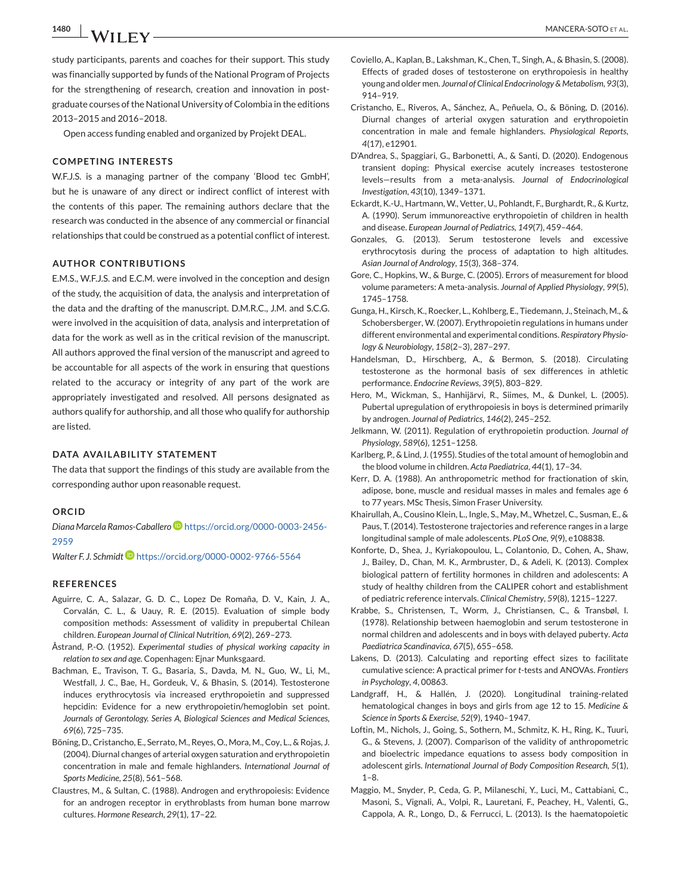study participants, parents and coaches for their support. This study was financially supported by funds of the National Program of Projects for the strengthening of research, creation and innovation in postgraduate courses of the National University of Colombia in the editions 2013–2015 and 2016–2018.

Open access funding enabled and organized by Projekt DEAL.

## COMPETING INTERESTS

W.F.J.S. is a managing partner of the company 'Blood tec GmbH', but he is unaware of any direct or indirect conflict of interest with the contents of this paper. The remaining authors declare that the research was conducted in the absence of any commercial or financial relationships that could be construed as a potential conflict of interest.

## AUTHOR CONTRIBUTIONS

E.M.S., W.F.J.S. and E.C.M. were involved in the conception and design of the study, the acquisition of data, the analysis and interpretation of the data and the drafting of the manuscript. D.M.R.C., J.M. and S.C.G. were involved in the acquisition of data, analysis and interpretation of data for the work as well as in the critical revision of the manuscript. All authors approved the final version of the manuscript and agreed to be accountable for all aspects of the work in ensuring that questions related to the accuracy or integrity of any part of the work are appropriately investigated and resolved. All persons designated as authors qualify for authorship, and all those who qualify for authorship are listed.

## DATA AVAILABILITY STATEMENT

The data that support the findings of this study are available from the corresponding author upon reasonable request.

## ORCID

*Diana Marcela Ramos-Caballero* https://orcid.org/0000-0003-2456-2959

*Walter F. J. Schmidt* https://orcid.org/0000-0002-9766-5564

## REFERENCES

Aguirre, C. A., Salazar, G. D. C., Lopez De Romaña, D. V., Kain, J. A., Corvalán, C. L., & Uauy, R. E. (2015). Evaluation of simple body composition methods: Assessment of validity in prepubertal Chilean children. *European Journal of Clinical Nutrition*, *69*(2), 269–273.

Åstrand, P.-O. (1952). *Experimental studies of physical working capacity in relation to sex and age*. Copenhagen: Ejnar Munksgaard.

Bachman, E., Travison, T. G., Basaria, S., Davda, M. N., Guo, W., Li, M., Westfall, J. C., Bae, H., Gordeuk, V., & Bhasin, S. (2014). Testosterone induces erythrocytosis via increased erythropoietin and suppressed hepcidin: Evidence for a new erythropoietin/hemoglobin set point. *Journals of Gerontology. Series A, Biological Sciences and Medical Sciences*, *69*(6), 725–735.

Böning, D., Cristancho, E., Serrato, M., Reyes, O., Mora, M., Coy, L., & Rojas, J. (2004). Diurnal changes of arterial oxygen saturation and erythropoietin concentration in male and female highlanders. *International Journal of Sports Medicine*, *25*(8), 561–568.

Claustres, M., & Sultan, C. (1988). Androgen and erythropoiesis: Evidence for an androgen receptor in erythroblasts from human bone marrow cultures. *Hormone Research*, *29*(1), 17–22.

Coviello, A., Kaplan, B., Lakshman, K., Chen, T., Singh, A., & Bhasin, S. (2008). Effects of graded doses of testosterone on erythropoiesis in healthy young and older men. *Journal of Clinical Endocrinology & Metabolism*, *93*(3), 914–919.

Cristancho, E., Riveros, A., Sánchez, A., Peñuela, O., & Böning, D. (2016). Diurnal changes of arterial oxygen saturation and erythropoietin concentration in male and female highlanders. *Physiological Reports*, *4*(17), e12901.

D'Andrea, S., Spaggiari, G., Barbonetti, A., & Santi, D. (2020). Endogenous transient doping: Physical exercise acutely increases testosterone levels—results from a meta-analysis. *Journal of Endocrinological Investigation*, *43*(10), 1349–1371.

Eckardt, K.-U., Hartmann, W., Vetter, U., Pohlandt, F., Burghardt, R., & Kurtz, A. (1990). Serum immunoreactive erythropoietin of children in health and disease. *European Journal of Pediatrics*, *149*(7), 459–464.

Gonzales, G. (2013). Serum testosterone levels and excessive erythrocytosis during the process of adaptation to high altitudes. *Asian Journal of Andrology*, *15*(3), 368–374.

Gore, C., Hopkins, W., & Burge, C. (2005). Errors of measurement for blood volume parameters: A meta-analysis. *Journal of Applied Physiology*, *99*(5), 1745–1758.

Gunga, H., Kirsch, K., Roecker, L., Kohlberg, E., Tiedemann, J., Steinach, M., & Schobersberger, W. (2007). Erythropoietin regulations in humans under different environmental and experimental conditions. *Respiratory Physiology & Neurobiology*, *158*(2–3), 287–297.

Handelsman, D., Hirschberg, A., & Bermon, S. (2018). Circulating testosterone as the hormonal basis of sex differences in athletic performance. *Endocrine Reviews*, *39*(5), 803–829.

Hero, M., Wickman, S., Hanhijärvi, R., Siimes, M., & Dunkel, L. (2005). Pubertal upregulation of erythropoiesis in boys is determined primarily by androgen. *Journal of Pediatrics*, *146*(2), 245–252.

Jelkmann, W. (2011). Regulation of erythropoietin production. *Journal of Physiology*, *589*(6), 1251–1258.

Karlberg, P., & Lind, J. (1955). Studies of the total amount of hemoglobin and the blood volume in children. *Acta Paediatrica*, *44*(1), 17–34.

Kerr, D. A. (1988). An anthropometric method for fractionation of skin, adipose, bone, muscle and residual masses in males and females age 6 to 77 years. MSc Thesis, Simon Fraser University.

Khairullah, A., Cousino Klein, L., Ingle, S., May, M., Whetzel, C., Susman, E., & Paus, T. (2014). Testosterone trajectories and reference ranges in a large longitudinal sample of male adolescents. *PLoS One*, *9*(9), e108838.

Konforte, D., Shea, J., Kyriakopoulou, L., Colantonio, D., Cohen, A., Shaw, J., Bailey, D., Chan, M. K., Armbruster, D., & Adeli, K. (2013). Complex biological pattern of fertility hormones in children and adolescents: A study of healthy children from the CALIPER cohort and establishment of pediatric reference intervals. *Clinical Chemistry*, *59*(8), 1215–1227.

Krabbe, S., Christensen, T., Worm, J., Christiansen, C., & Transbøl, I. (1978). Relationship between haemoglobin and serum testosterone in normal children and adolescents and in boys with delayed puberty. *Acta Paediatrica Scandinavica*, *67*(5), 655–658.

Lakens, D. (2013). Calculating and reporting effect sizes to facilitate cumulative science: A practical primer for *t*-tests and ANOVAs. *Frontiers in Psychology*, *4*, 00863.

Landgraff, H., & Hallén, J. (2020). Longitudinal training-related hematological changes in boys and girls from age 12 to 15. *Medicine & Science in Sports & Exercise*, *52*(9), 1940–1947.

Loftin, M., Nichols, J., Going, S., Sothern, M., Schmitz, K. H., Ring, K., Tuuri, G., & Stevens, J. (2007). Comparison of the validity of anthropometric and bioelectric impedance equations to assess body composition in adolescent girls. *International Journal of Body Composition Research*, *5*(1), 1–8.

Maggio, M., Snyder, P., Ceda, G. P., Milaneschi, Y., Luci, M., Cattabiani, C., Masoni, S., Vignali, A., Volpi, R., Lauretani, F., Peachey, H., Valenti, G., Cappola, A. R., Longo, D., & Ferrucci, L. (2013). Is the haematopoietic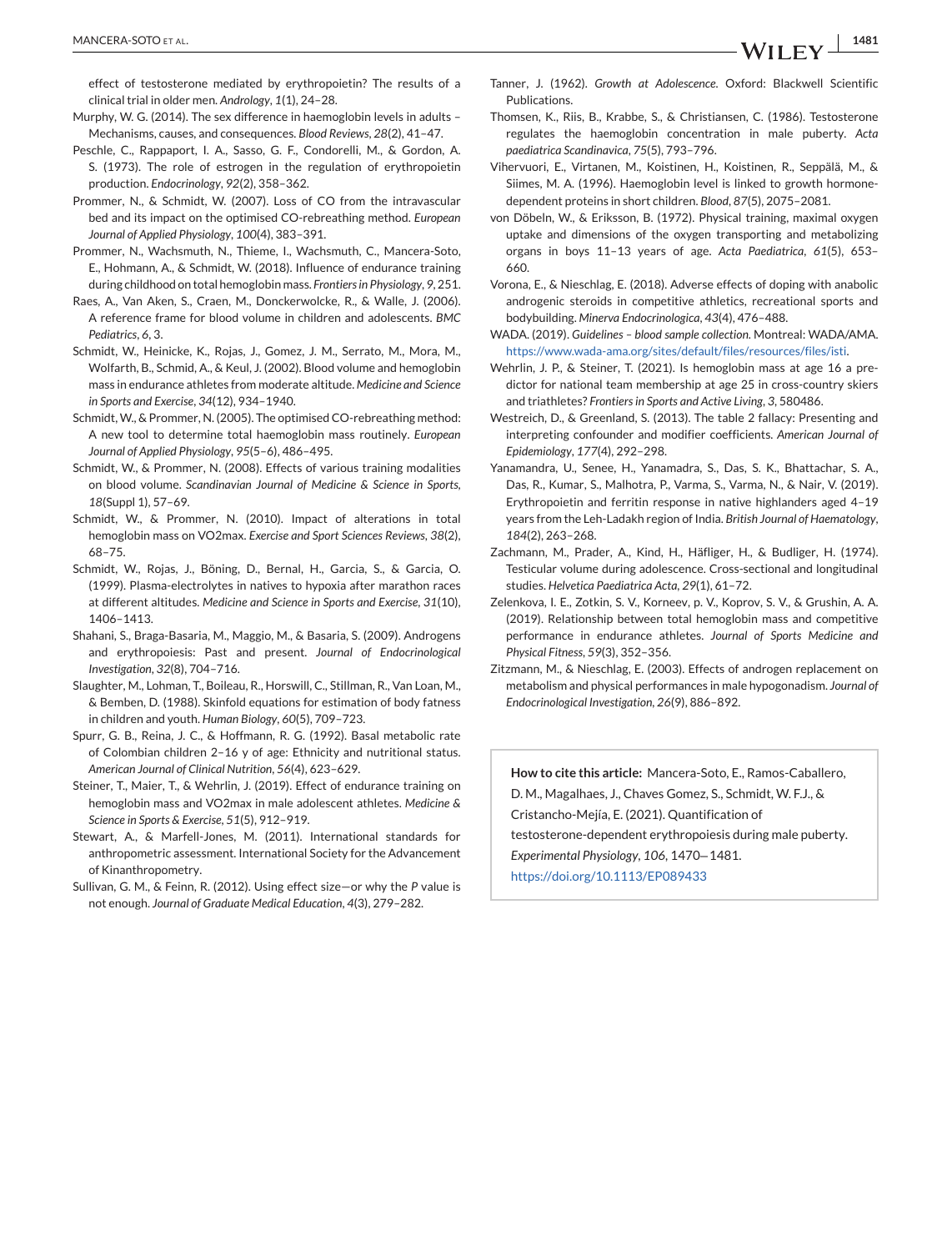effect of testosterone mediated by erythropoietin? The results of a clinical trial in older men. *Andrology*, *1*(1), 24–28.

Murphy, W. G. (2014). The sex difference in haemoglobin levels in adults – Mechanisms, causes, and consequences. *Blood Reviews*, *28*(2), 41–47.

Peschle, C., Rappaport, I. A., Sasso, G. F., Condorelli, M., & Gordon, A. S. (1973). The role of estrogen in the regulation of erythropoietin production. *Endocrinology*, *92*(2), 358–362.

Prommer, N., & Schmidt, W. (2007). Loss of CO from the intravascular bed and its impact on the optimised CO-rebreathing method. *European Journal of Applied Physiology*, *100*(4), 383–391.

Prommer, N., Wachsmuth, N., Thieme, I., Wachsmuth, C., Mancera-Soto, E., Hohmann, A., & Schmidt, W. (2018). Influence of endurance training during childhood on total hemoglobin mass. *Frontiers in Physiology*, *9*, 251.

Raes, A., Van Aken, S., Craen, M., Donckerwolcke, R., & Walle, J. (2006). A reference frame for blood volume in children and adolescents. *BMC Pediatrics*, *6*, 3.

Schmidt, W., Heinicke, K., Rojas, J., Gomez, J. M., Serrato, M., Mora, M., Wolfarth, B., Schmid, A., & Keul, J. (2002). Blood volume and hemoglobin mass in endurance athletes from moderate altitude. *Medicine and Science in Sports and Exercise*, *34*(12), 934–1940.

Schmidt, W., & Prommer, N. (2005). The optimised CO-rebreathing method: A new tool to determine total haemoglobin mass routinely. *European Journal of Applied Physiology*, *95*(5–6), 486–495.

Schmidt, W., & Prommer, N. (2008). Effects of various training modalities on blood volume. *Scandinavian Journal of Medicine & Science in Sports*, *18*(Suppl 1), 57–69.

Schmidt, W., & Prommer, N. (2010). Impact of alterations in total hemoglobin mass on VO2max. *Exercise and Sport Sciences Reviews*, *38*(2), 68–75.

Schmidt, W., Rojas, J., Böning, D., Bernal, H., Garcia, S., & Garcia, O. (1999). Plasma-electrolytes in natives to hypoxia after marathon races at different altitudes. *Medicine and Science in Sports and Exercise*, *31*(10), 1406–1413.

Shahani, S., Braga-Basaria, M., Maggio, M., & Basaria, S. (2009). Androgens and erythropoiesis: Past and present. *Journal of Endocrinological Investigation*, *32*(8), 704–716.

Slaughter, M., Lohman, T., Boileau, R., Horswill, C., Stillman, R., Van Loan, M., & Bemben, D. (1988). Skinfold equations for estimation of body fatness in children and youth. *Human Biology*, *60*(5), 709–723.

Spurr, G. B., Reina, J. C., & Hoffmann, R. G. (1992). Basal metabolic rate of Colombian children 2–16 y of age: Ethnicity and nutritional status. *American Journal of Clinical Nutrition*, *56*(4), 623–629.

Steiner, T., Maier, T., & Wehrlin, J. (2019). Effect of endurance training on hemoglobin mass and VO2max in male adolescent athletes. *Medicine & Science in Sports & Exercise*, *51*(5), 912–919.

Stewart, A., & Marfell-Jones, M. (2011). International standards for anthropometric assessment. International Society for the Advancement of Kinanthropometry.

Sullivan, G. M., & Feinn, R. (2012). Using effect size—or why the *P* value is not enough. *Journal of Graduate Medical Education*, *4*(3), 279–282.

Tanner, J. (1962). *Growth at Adolescence*. Oxford: Blackwell Scientific Publications.

Thomsen, K., Riis, B., Krabbe, S., & Christiansen, C. (1986). Testosterone regulates the haemoglobin concentration in male puberty. *Acta paediatrica Scandinavica*, *75*(5), 793–796.

Vihervuori, E., Virtanen, M., Koistinen, H., Koistinen, R., Seppälä, M., & Siimes, M. A. (1996). Haemoglobin level is linked to growth hormone-dependent proteins in short children. *Blood*, *87*(5), 2075–2081.

von Döbeln, W., & Eriksson, B. (1972). Physical training, maximal oxygen uptake and dimensions of the oxygen transporting and metabolizing organs in boys 11–13 years of age. *Acta Paediatrica*, *61*(5), 653–660.

Vorona, E., & Nieschlag, E. (2018). Adverse effects of doping with anabolic androgenic steroids in competitive athletics, recreational sports and bodybuilding. *Minerva Endocrinologica*, *43*(4), 476–488.

WADA. (2019). *Guidelines – blood sample collection*. Montreal: WADA/AMA. https://www.wada-ama.org/sites/default/files/resources/files/isti.

Wehrlin, J. P., & Steiner, T. (2021). Is hemoglobin mass at age 16 a predictor for national team membership at age 25 in cross-country skiers and triathletes? *Frontiers in Sports and Active Living*, *3*, 580486.

Westreich, D., & Greenland, S. (2013). The table 2 fallacy: Presenting and interpreting confounder and modifier coefficients. *American Journal of Epidemiology*, *177*(4), 292–298.

Yanamandra, U., Senee, H., Yanamadra, S., Das, S. K., Bhattachar, S. A., Das, R., Kumar, S., Malhotra, P., Varma, S., Varma, N., & Nair, V. (2019). Erythropoietin and ferritin response in native highlanders aged 4–19 years from the Leh-Ladakh region of India. *British Journal of Haematology*, *184*(2), 263–268.

Zachmann, M., Prader, A., Kind, H., Häfliger, H., & Budliger, H. (1974). Testicular volume during adolescence. Cross-sectional and longitudinal studies. *Helvetica Paediatrica Acta*, *29*(1), 61–72.

Zelenkova, I. E., Zotkin, S. V., Korneev, p. V., Koprov, S. V., & Grushin, A. A. (2019). Relationship between total hemoglobin mass and competitive performance in endurance athletes. *Journal of Sports Medicine and Physical Fitness*, *59*(3), 352–356.

Zitzmann, M., & Nieschlag, E. (2003). Effects of androgen replacement on metabolism and physical performances in male hypogonadism. *Journal of Endocrinological Investigation*, *26*(9), 886–892.

**How to cite this article:** Mancera-Soto, E., Ramos-Caballero, D. M., Magalhaes, J., Chaves Gomez, S., Schmidt, W. F.J., & Cristancho-Mejía, E. (2021). Quantification of testosterone-dependent erythropoiesis during male puberty. *Experimental Physiology*, *106*, 1470—1481. https://doi.org/10.1113/EP089433